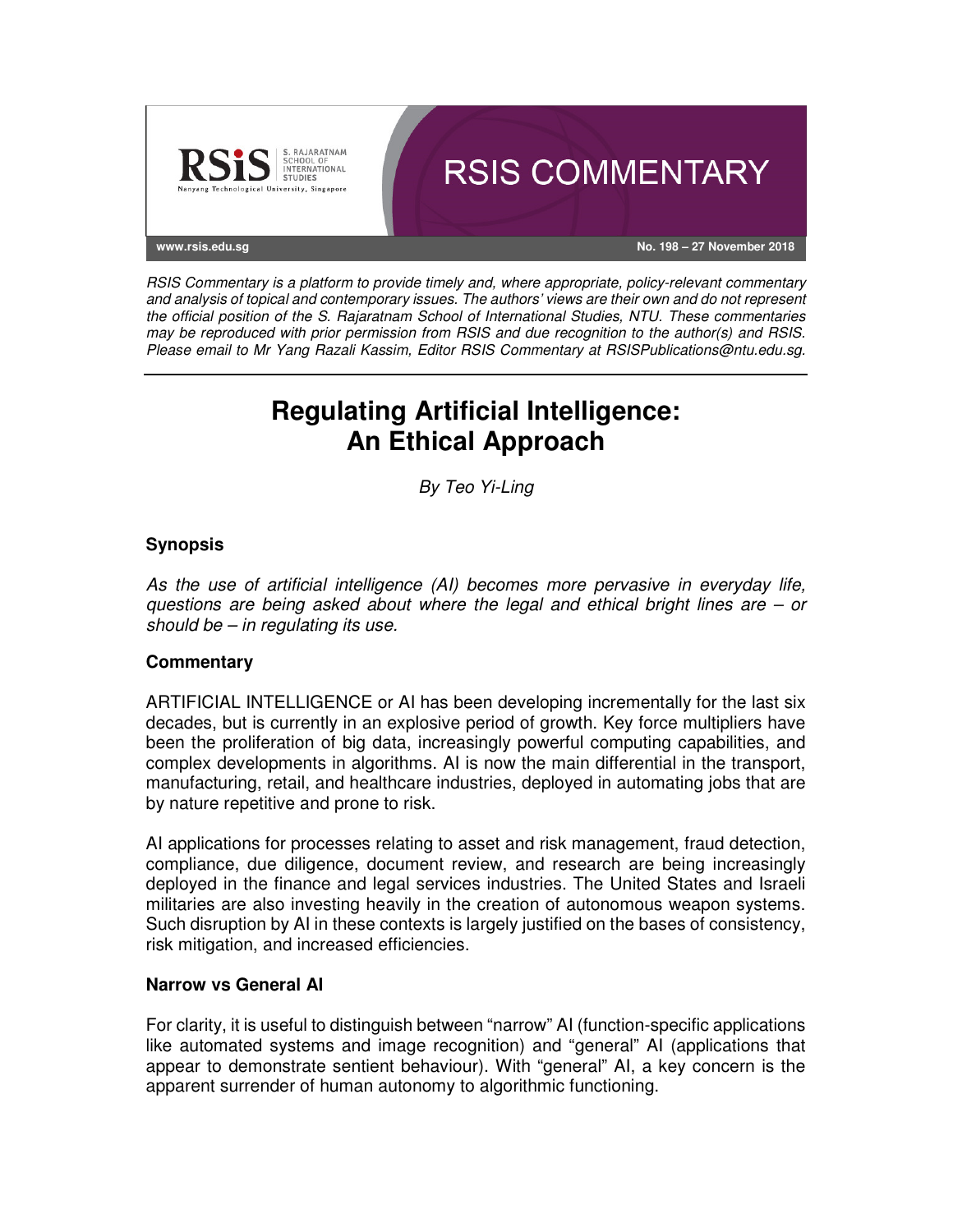RSIS Commentary is a platform to provide timely and, where appropriate, policy-relevant commentary and analysis of topical and contemporary issues. The authors' views are their own and do not represent the official position of the S. Rajaratnam School of International Studies, NTU. These commentaries may be reproduced with prior permission from RSIS and due recognition to the author(s) and RSIS. Please email to Mr Yang Razali Kassim, Editor RSIS Commentary at RSISPublications@ntu.edu.sg.

# Regulating Artificial Intelligence: An Ethical Approach

*By Teo Yi-Ling*

## Synopsis

*As the use of artificial intelligence (AI) becomes more pervasive in everyday life, questions are being asked about where the legal and ethical bright lines are – or should be – in regulating its use.*

## Commentary

ARTIFICIAL INTELLIGENCE or AI has been developing incrementally for the last six decades, but is currently in an explosive period of growth. Key force multipliers have been the proliferation of big data, increasingly powerful computing capabilities, and complex developments in algorithms. AI is now the main differential in the transport, manufacturing, retail, and healthcare industries, deployed in automating jobs that are by nature repetitive and prone to risk.

AI applications for processes relating to asset and risk management, fraud detection, compliance, due diligence, document review, and research are being increasingly deployed in the finance and legal services industries. The United States and Israeli militaries are also investing heavily in the creation of autonomous weapon systems. Such disruption by AI in these contexts is largely justified on the bases of consistency, risk mitigation, and increased efficiencies.

### Narrow vs General AI

For clarity, it is useful to distinguish between "narrow" AI (function-specific applications like automated systems and image recognition) and "general" AI (applications that appear to demonstrate sentient behaviour). With "general" AI, a key concern is the apparent surrender of human autonomy to algorithmic functioning.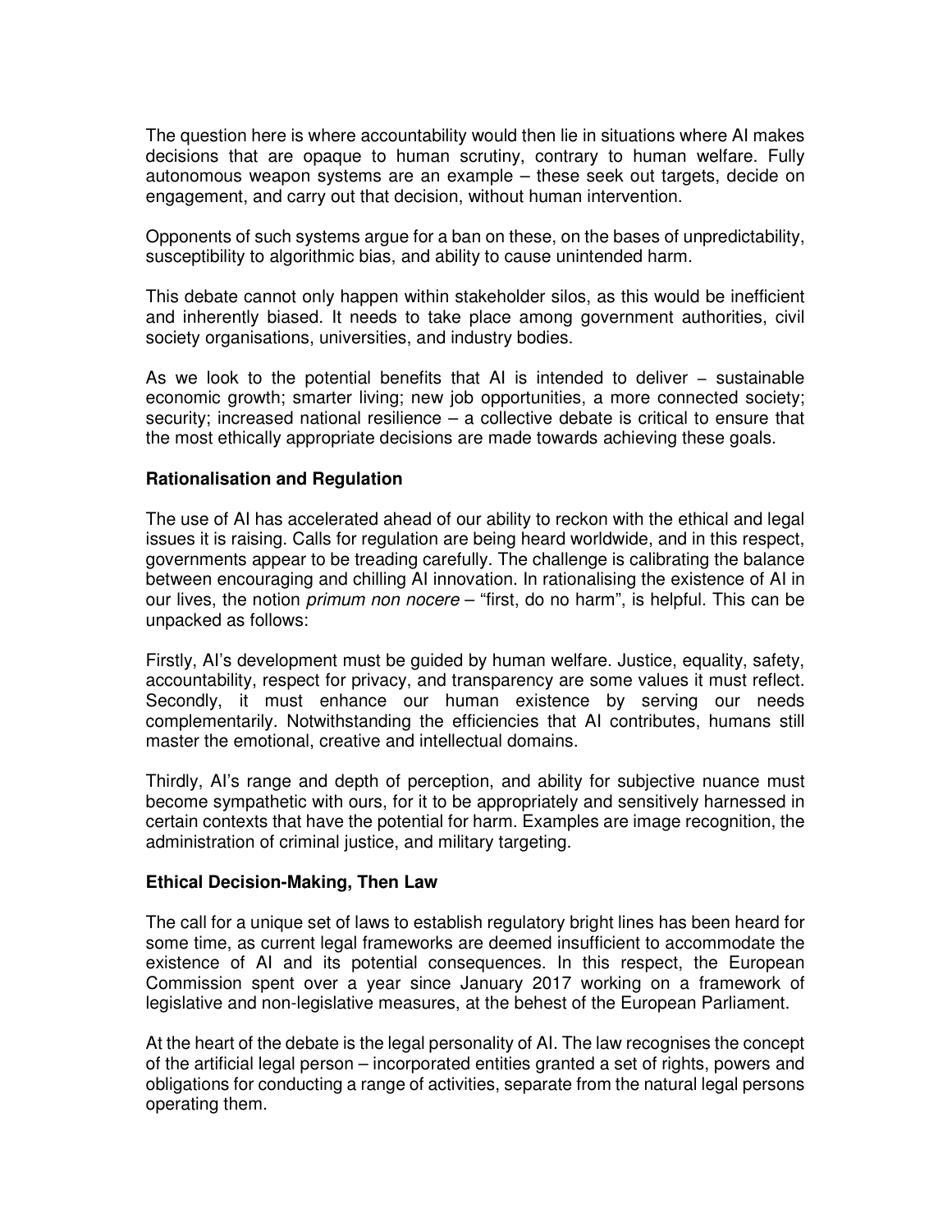The question here is where accountability would then lie in situations where AI makes decisions that are opaque to human scrutiny, contrary to human welfare. Fully autonomous weapon systems are an example – these seek out targets, decide on engagement, and carry out that decision, without human intervention.

Opponents of such systems argue for a ban on these, on the bases of unpredictability, susceptibility to algorithmic bias, and ability to cause unintended harm.

This debate cannot only happen within stakeholder silos, as this would be inefficient and inherently biased. It needs to take place among government authorities, civil society organisations, universities, and industry bodies.

As we look to the potential benefits that AI is intended to deliver – sustainable economic growth; smarter living; new job opportunities, a more connected society; security; increased national resilience – a collective debate is critical to ensure that the most ethically appropriate decisions are made towards achieving these goals.

**Rationalisation and Regulation**

The use of AI has accelerated ahead of our ability to reckon with the ethical and legal issues it is raising. Calls for regulation are being heard worldwide, and in this respect, governments appear to be treading carefully. The challenge is calibrating the balance between encouraging and chilling AI innovation. In rationalising the existence of AI in our lives, the notion *primum non nocere* – "first, do no harm", is helpful. This can be unpacked as follows:

Firstly, AI's development must be guided by human welfare. Justice, equality, safety, accountability, respect for privacy, and transparency are some values it must reflect. Secondly, it must enhance our human existence by serving our needs complementarily. Notwithstanding the efficiencies that AI contributes, humans still master the emotional, creative and intellectual domains.

Thirdly, AI's range and depth of perception, and ability for subjective nuance must become sympathetic with ours, for it to be appropriately and sensitively harnessed in certain contexts that have the potential for harm. Examples are image recognition, the administration of criminal justice, and military targeting.

**Ethical Decision-Making, Then Law**

The call for a unique set of laws to establish regulatory bright lines has been heard for some time, as current legal frameworks are deemed insufficient to accommodate the existence of AI and its potential consequences. In this respect, the European Commission spent over a year since January 2017 working on a framework of legislative and non-legislative measures, at the behest of the European Parliament.

At the heart of the debate is the legal personality of AI. The law recognises the concept of the artificial legal person – incorporated entities granted a set of rights, powers and obligations for conducting a range of activities, separate from the natural legal persons operating them.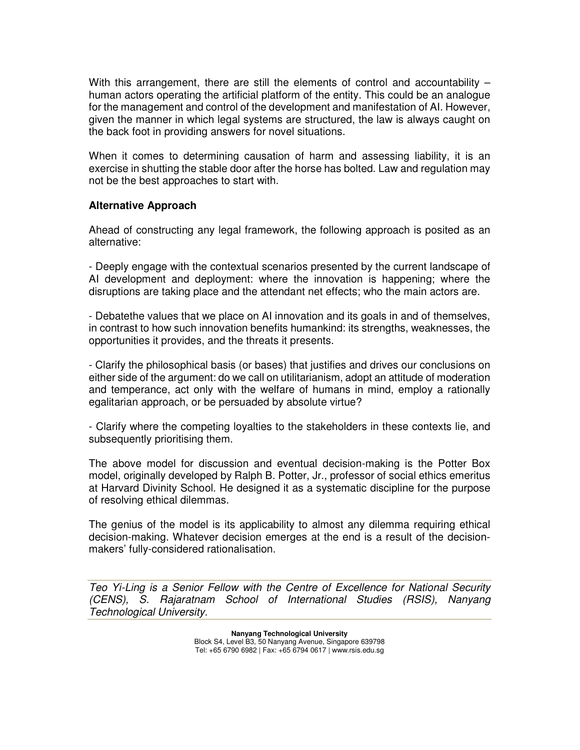With this arrangement, there are still the elements of control and accountability – human actors operating the artificial platform of the entity. This could be an analogue for the management and control of the development and manifestation of AI. However, given the manner in which legal systems are structured, the law is always caught on the back foot in providing answers for novel situations.

When it comes to determining causation of harm and assessing liability, it is an exercise in shutting the stable door after the horse has bolted. Law and regulation may not be the best approaches to start with.

**Alternative Approach**

Ahead of constructing any legal framework, the following approach is posited as an alternative:

- Deeply engage with the contextual scenarios presented by the current landscape of AI development and deployment: where the innovation is happening; where the disruptions are taking place and the attendant net effects; who the main actors are.

- Debatethe values that we place on AI innovation and its goals in and of themselves, in contrast to how such innovation benefits humankind: its strengths, weaknesses, the opportunities it provides, and the threats it presents.

- Clarify the philosophical basis (or bases) that justifies and drives our conclusions on either side of the argument: do we call on utilitarianism, adopt an attitude of moderation and temperance, act only with the welfare of humans in mind, employ a rationally egalitarian approach, or be persuaded by absolute virtue?

- Clarify where the competing loyalties to the stakeholders in these contexts lie, and subsequently prioritising them.

The above model for discussion and eventual decision-making is the Potter Box model, originally developed by Ralph B. Potter, Jr., professor of social ethics emeritus at Harvard Divinity School. He designed it as a systematic discipline for the purpose of resolving ethical dilemmas.

The genius of the model is its applicability to almost any dilemma requiring ethical decision-making. Whatever decision emerges at the end is a result of the decision-makers' fully-considered rationalisation.

*Teo Yi-Ling is a Senior Fellow with the Centre of Excellence for National Security (CENS), S. Rajaratnam School of International Studies (RSIS), Nanyang Technological University.*

**Nanyang Technological University**
Block S4, Level B3, 50 Nanyang Avenue, Singapore 639798
Tel: +65 6790 6982 | Fax: +65 6794 0617 | www.rsis.edu.sg